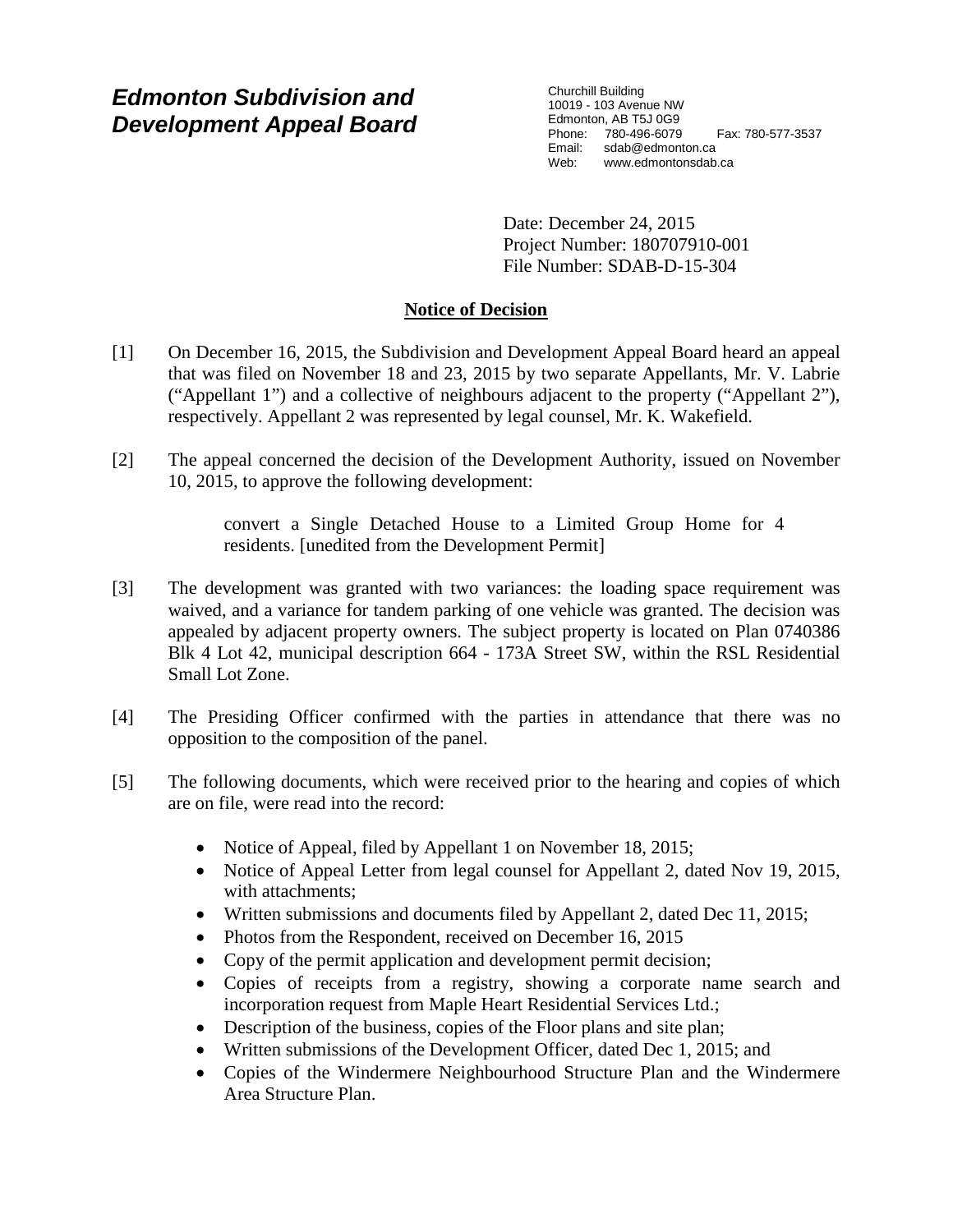# *Edmonton Subdivision and Development Appeal Board*

Churchill Building
10019 - 103 Avenue NW
Edmonton, AB T5J 0G9
Phone: 780-496-6079 Fax: 780-577-3537
Email: sdab@edmonton.ca
Web: www.edmontonsdab.ca

Date: December 24, 2015
Project Number: 180707910-001
File Number: SDAB-D-15-304

## Notice of Decision

[1] On December 16, 2015, the Subdivision and Development Appeal Board heard an appeal that was filed on November 18 and 23, 2015 by two separate Appellants, Mr. V. Labrie ("Appellant 1") and a collective of neighbours adjacent to the property ("Appellant 2"), respectively. Appellant 2 was represented by legal counsel, Mr. K. Wakefield.

[2] The appeal concerned the decision of the Development Authority, issued on November 10, 2015, to approve the following development:

> convert a Single Detached House to a Limited Group Home for 4 residents. [unedited from the Development Permit]

[3] The development was granted with two variances: the loading space requirement was waived, and a variance for tandem parking of one vehicle was granted. The decision was appealed by adjacent property owners. The subject property is located on Plan 0740386 Blk 4 Lot 42, municipal description 664 - 173A Street SW, within the RSL Residential Small Lot Zone.

[4] The Presiding Officer confirmed with the parties in attendance that there was no opposition to the composition of the panel.

[5] The following documents, which were received prior to the hearing and copies of which are on file, were read into the record:

- Notice of Appeal, filed by Appellant 1 on November 18, 2015;
- Notice of Appeal Letter from legal counsel for Appellant 2, dated Nov 19, 2015, with attachments;
- Written submissions and documents filed by Appellant 2, dated Dec 11, 2015;
- Photos from the Respondent, received on December 16, 2015
- Copy of the permit application and development permit decision;
- Copies of receipts from a registry, showing a corporate name search and incorporation request from Maple Heart Residential Services Ltd.;
- Description of the business, copies of the Floor plans and site plan;
- Written submissions of the Development Officer, dated Dec 1, 2015; and
- Copies of the Windermere Neighbourhood Structure Plan and the Windermere Area Structure Plan.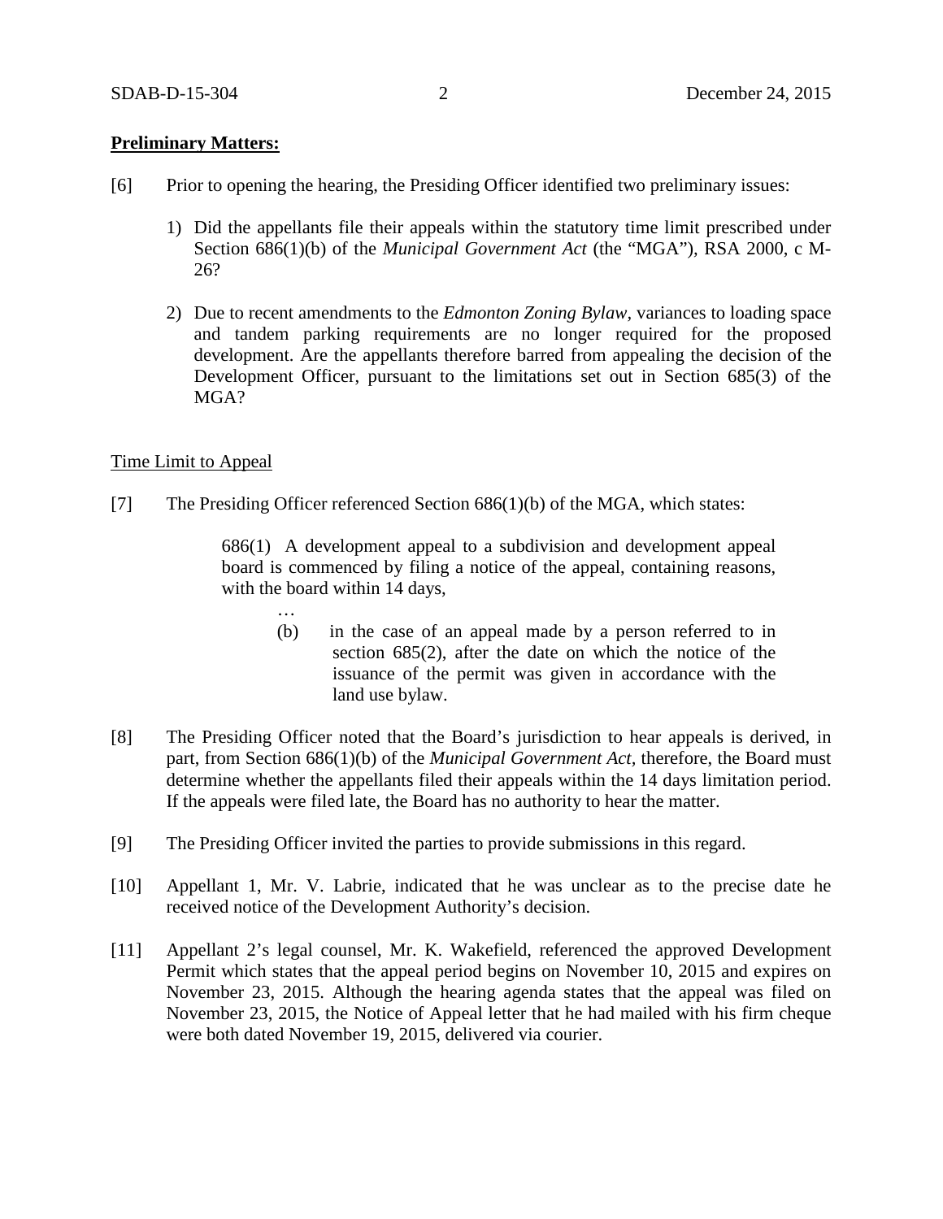**Preliminary Matters:**

[6] Prior to opening the hearing, the Presiding Officer identified two preliminary issues:

1) Did the appellants file their appeals within the statutory time limit prescribed under Section 686(1)(b) of the *Municipal Government Act* (the "MGA"), RSA 2000, c M-26?

2) Due to recent amendments to the *Edmonton Zoning Bylaw*, variances to loading space and tandem parking requirements are no longer required for the proposed development. Are the appellants therefore barred from appealing the decision of the Development Officer, pursuant to the limitations set out in Section 685(3) of the MGA?

Time Limit to Appeal

[7] The Presiding Officer referenced Section 686(1)(b) of the MGA, which states:

> 686(1) A development appeal to a subdivision and development appeal board is commenced by filing a notice of the appeal, containing reasons, with the board within 14 days,
>
> …
>
> (b) in the case of an appeal made by a person referred to in section 685(2), after the date on which the notice of the issuance of the permit was given in accordance with the land use bylaw.

[8] The Presiding Officer noted that the Board's jurisdiction to hear appeals is derived, in part, from Section 686(1)(b) of the *Municipal Government Act*, therefore, the Board must determine whether the appellants filed their appeals within the 14 days limitation period. If the appeals were filed late, the Board has no authority to hear the matter.

[9] The Presiding Officer invited the parties to provide submissions in this regard.

[10] Appellant 1, Mr. V. Labrie, indicated that he was unclear as to the precise date he received notice of the Development Authority's decision.

[11] Appellant 2's legal counsel, Mr. K. Wakefield, referenced the approved Development Permit which states that the appeal period begins on November 10, 2015 and expires on November 23, 2015. Although the hearing agenda states that the appeal was filed on November 23, 2015, the Notice of Appeal letter that he had mailed with his firm cheque were both dated November 19, 2015, delivered via courier.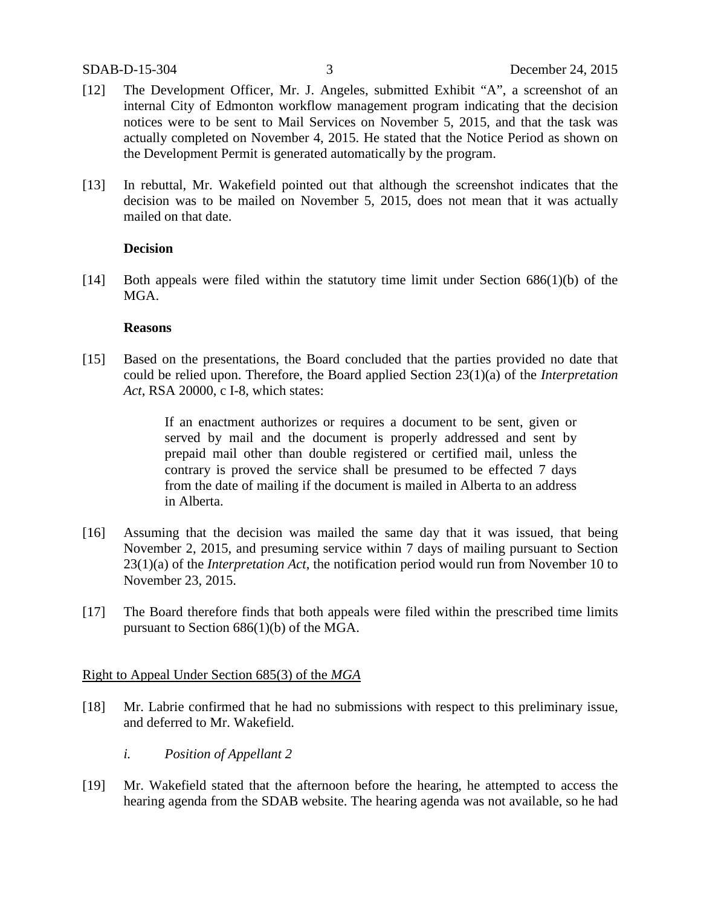[12] The Development Officer, Mr. J. Angeles, submitted Exhibit "A", a screenshot of an internal City of Edmonton workflow management program indicating that the decision notices were to be sent to Mail Services on November 5, 2015, and that the task was actually completed on November 4, 2015. He stated that the Notice Period as shown on the Development Permit is generated automatically by the program.

[13] In rebuttal, Mr. Wakefield pointed out that although the screenshot indicates that the decision was to be mailed on November 5, 2015, does not mean that it was actually mailed on that date.

**Decision**

[14] Both appeals were filed within the statutory time limit under Section 686(1)(b) of the MGA.

**Reasons**

[15] Based on the presentations, the Board concluded that the parties provided no date that could be relied upon. Therefore, the Board applied Section 23(1)(a) of the *Interpretation Act*, RSA 20000, c I-8, which states:

> If an enactment authorizes or requires a document to be sent, given or served by mail and the document is properly addressed and sent by prepaid mail other than double registered or certified mail, unless the contrary is proved the service shall be presumed to be effected 7 days from the date of mailing if the document is mailed in Alberta to an address in Alberta.

[16] Assuming that the decision was mailed the same day that it was issued, that being November 2, 2015, and presuming service within 7 days of mailing pursuant to Section 23(1)(a) of the *Interpretation Act*, the notification period would run from November 10 to November 23, 2015.

[17] The Board therefore finds that both appeals were filed within the prescribed time limits pursuant to Section 686(1)(b) of the MGA.

Right to Appeal Under Section 685(3) of the *MGA*

[18] Mr. Labrie confirmed that he had no submissions with respect to this preliminary issue, and deferred to Mr. Wakefield.

*i. Position of Appellant 2*

[19] Mr. Wakefield stated that the afternoon before the hearing, he attempted to access the hearing agenda from the SDAB website. The hearing agenda was not available, so he had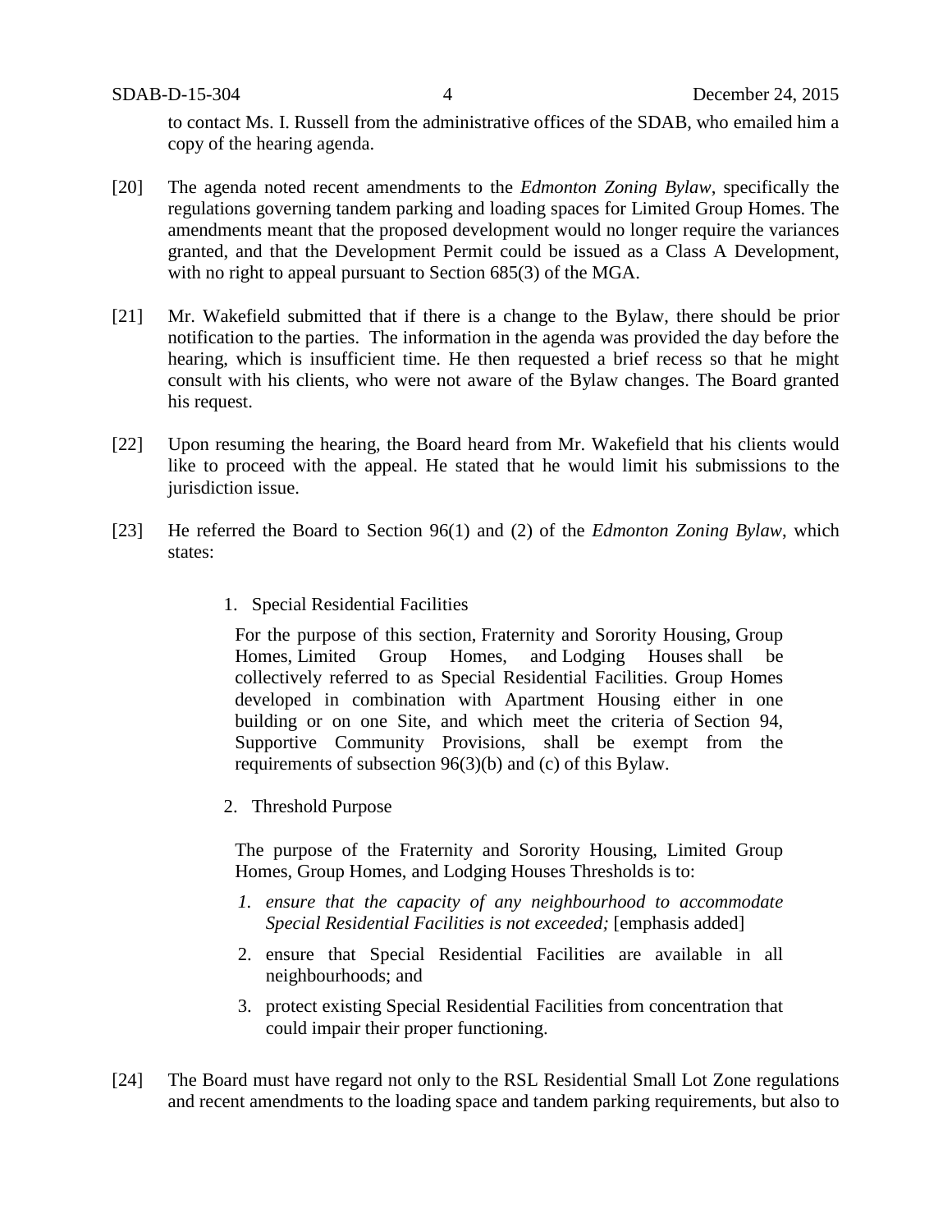to contact Ms. I. Russell from the administrative offices of the SDAB, who emailed him a copy of the hearing agenda.

[20] The agenda noted recent amendments to the *Edmonton Zoning Bylaw*, specifically the regulations governing tandem parking and loading spaces for Limited Group Homes. The amendments meant that the proposed development would no longer require the variances granted, and that the Development Permit could be issued as a Class A Development, with no right to appeal pursuant to Section 685(3) of the MGA.

[21] Mr. Wakefield submitted that if there is a change to the Bylaw, there should be prior notification to the parties. The information in the agenda was provided the day before the hearing, which is insufficient time. He then requested a brief recess so that he might consult with his clients, who were not aware of the Bylaw changes. The Board granted his request.

[22] Upon resuming the hearing, the Board heard from Mr. Wakefield that his clients would like to proceed with the appeal. He stated that he would limit his submissions to the jurisdiction issue.

[23] He referred the Board to Section 96(1) and (2) of the *Edmonton Zoning Bylaw*, which states:

> 1. Special Residential Facilities
>
> For the purpose of this section, Fraternity and Sorority Housing, Group Homes, Limited Group Homes, and Lodging Houses shall be collectively referred to as Special Residential Facilities. Group Homes developed in combination with Apartment Housing either in one building or on one Site, and which meet the criteria of Section 94, Supportive Community Provisions, shall be exempt from the requirements of subsection 96(3)(b) and (c) of this Bylaw.
>
> 2. Threshold Purpose
>
> The purpose of the Fraternity and Sorority Housing, Limited Group Homes, Group Homes, and Lodging Houses Thresholds is to:
>
> 1. *ensure that the capacity of any neighbourhood to accommodate Special Residential Facilities is not exceeded;* [emphasis added]
> 2. ensure that Special Residential Facilities are available in all neighbourhoods; and
> 3. protect existing Special Residential Facilities from concentration that could impair their proper functioning.

[24] The Board must have regard not only to the RSL Residential Small Lot Zone regulations and recent amendments to the loading space and tandem parking requirements, but also to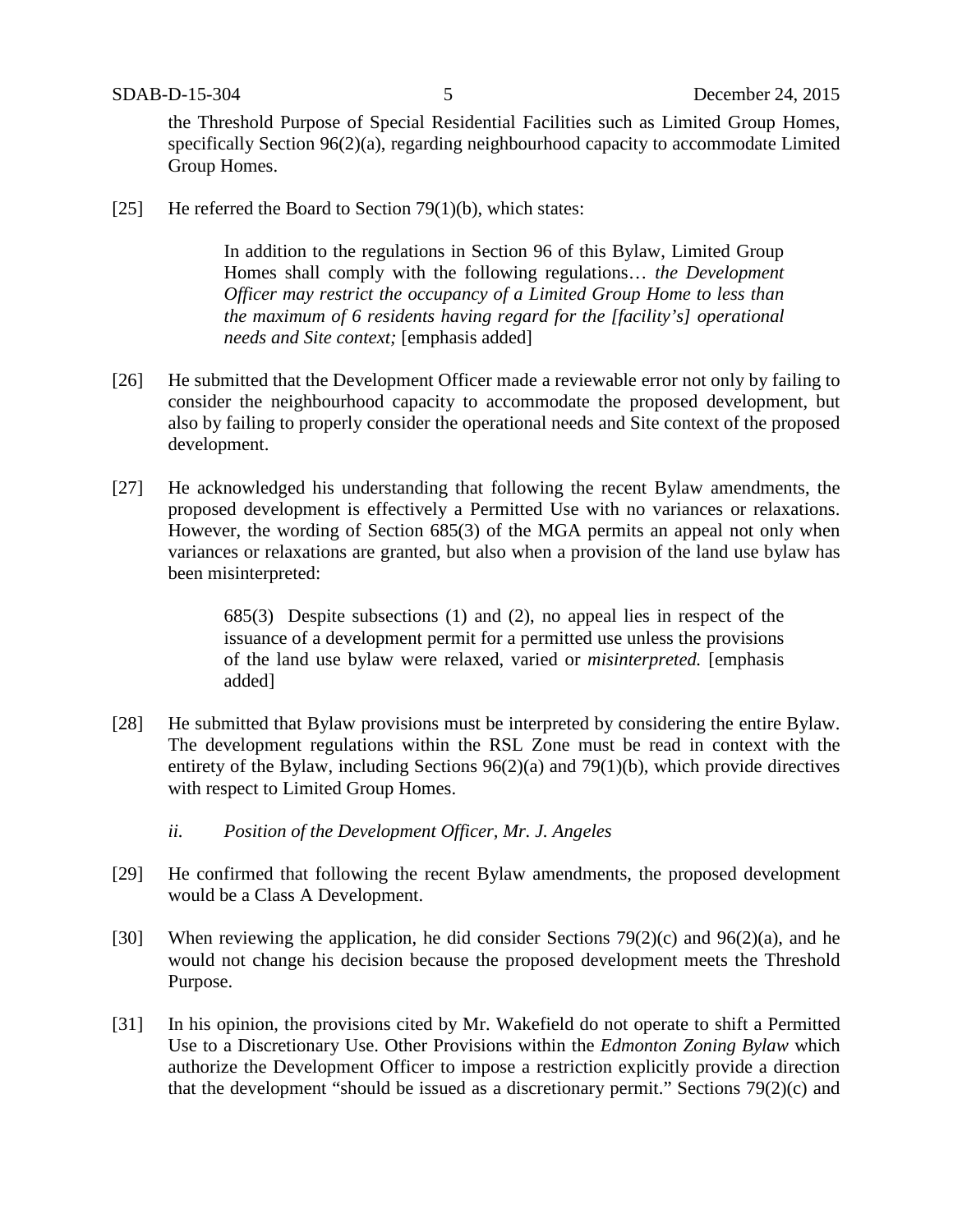the Threshold Purpose of Special Residential Facilities such as Limited Group Homes, specifically Section 96(2)(a), regarding neighbourhood capacity to accommodate Limited Group Homes.

[25] He referred the Board to Section 79(1)(b), which states:

> In addition to the regulations in Section 96 of this Bylaw, Limited Group Homes shall comply with the following regulations… *the Development Officer may restrict the occupancy of a Limited Group Home to less than the maximum of 6 residents having regard for the [facility's] operational needs and Site context;* [emphasis added]

[26] He submitted that the Development Officer made a reviewable error not only by failing to consider the neighbourhood capacity to accommodate the proposed development, but also by failing to properly consider the operational needs and Site context of the proposed development.

[27] He acknowledged his understanding that following the recent Bylaw amendments, the proposed development is effectively a Permitted Use with no variances or relaxations. However, the wording of Section 685(3) of the MGA permits an appeal not only when variances or relaxations are granted, but also when a provision of the land use bylaw has been misinterpreted:

> 685(3) Despite subsections (1) and (2), no appeal lies in respect of the issuance of a development permit for a permitted use unless the provisions of the land use bylaw were relaxed, varied or *misinterpreted.* [emphasis added]

[28] He submitted that Bylaw provisions must be interpreted by considering the entire Bylaw. The development regulations within the RSL Zone must be read in context with the entirety of the Bylaw, including Sections 96(2)(a) and 79(1)(b), which provide directives with respect to Limited Group Homes.

*ii. Position of the Development Officer, Mr. J. Angeles*

[29] He confirmed that following the recent Bylaw amendments, the proposed development would be a Class A Development.

[30] When reviewing the application, he did consider Sections 79(2)(c) and 96(2)(a), and he would not change his decision because the proposed development meets the Threshold Purpose.

[31] In his opinion, the provisions cited by Mr. Wakefield do not operate to shift a Permitted Use to a Discretionary Use. Other Provisions within the *Edmonton Zoning Bylaw* which authorize the Development Officer to impose a restriction explicitly provide a direction that the development "should be issued as a discretionary permit." Sections 79(2)(c) and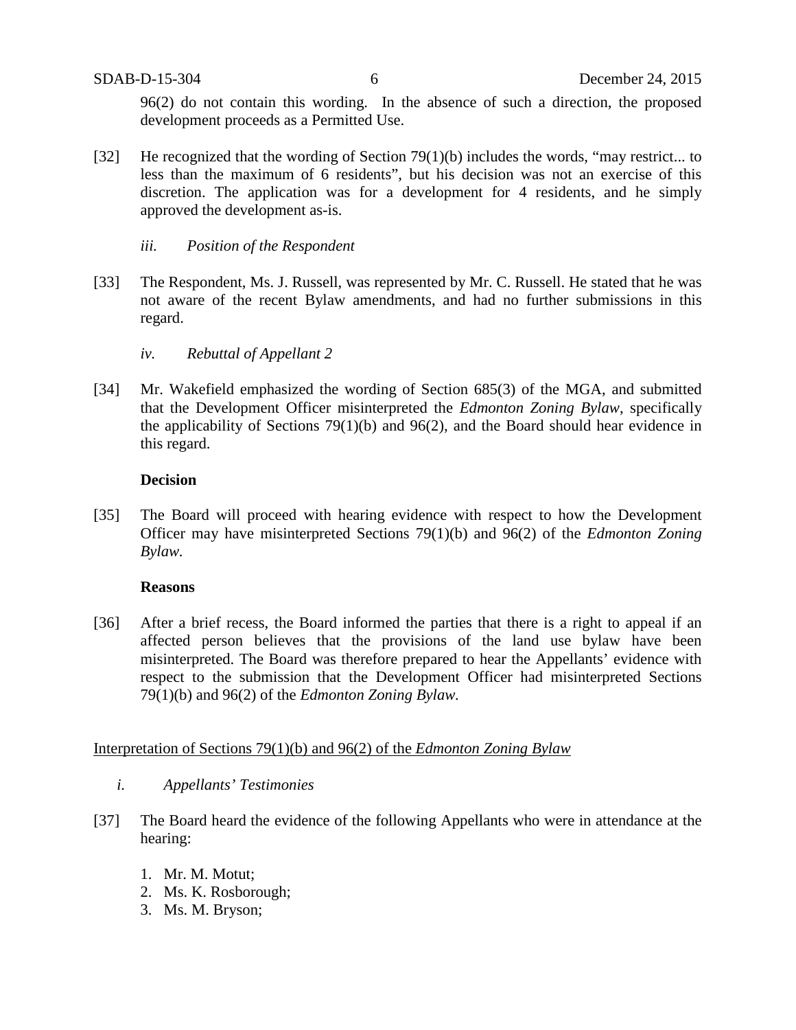96(2) do not contain this wording. In the absence of such a direction, the proposed development proceeds as a Permitted Use.

[32] He recognized that the wording of Section 79(1)(b) includes the words, "may restrict... to less than the maximum of 6 residents", but his decision was not an exercise of this discretion. The application was for a development for 4 residents, and he simply approved the development as-is.

*iii. Position of the Respondent*

[33] The Respondent, Ms. J. Russell, was represented by Mr. C. Russell. He stated that he was not aware of the recent Bylaw amendments, and had no further submissions in this regard.

*iv. Rebuttal of Appellant 2*

[34] Mr. Wakefield emphasized the wording of Section 685(3) of the MGA, and submitted that the Development Officer misinterpreted the *Edmonton Zoning Bylaw*, specifically the applicability of Sections 79(1)(b) and 96(2), and the Board should hear evidence in this regard.

**Decision**

[35] The Board will proceed with hearing evidence with respect to how the Development Officer may have misinterpreted Sections 79(1)(b) and 96(2) of the *Edmonton Zoning Bylaw.*

**Reasons**

[36] After a brief recess, the Board informed the parties that there is a right to appeal if an affected person believes that the provisions of the land use bylaw have been misinterpreted. The Board was therefore prepared to hear the Appellants' evidence with respect to the submission that the Development Officer had misinterpreted Sections 79(1)(b) and 96(2) of the *Edmonton Zoning Bylaw*.

<u>Interpretation of Sections 79(1)(b) and 96(2) of the *Edmonton Zoning Bylaw*</u>

*i. Appellants' Testimonies*

[37] The Board heard the evidence of the following Appellants who were in attendance at the hearing:

1. Mr. M. Motut;
2. Ms. K. Rosborough;
3. Ms. M. Bryson;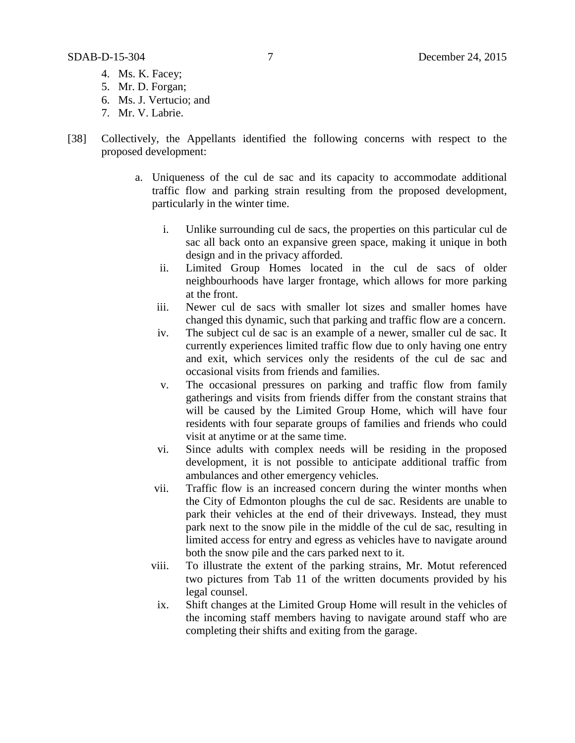4. Ms. K. Facey;
5. Mr. D. Forgan;
6. Ms. J. Vertucio; and
7. Mr. V. Labrie.

[38] Collectively, the Appellants identified the following concerns with respect to the proposed development:

   a. Uniqueness of the cul de sac and its capacity to accommodate additional traffic flow and parking strain resulting from the proposed development, particularly in the winter time.

      i. Unlike surrounding cul de sacs, the properties on this particular cul de sac all back onto an expansive green space, making it unique in both design and in the privacy afforded.
      ii. Limited Group Homes located in the cul de sacs of older neighbourhoods have larger frontage, which allows for more parking at the front.
      iii. Newer cul de sacs with smaller lot sizes and smaller homes have changed this dynamic, such that parking and traffic flow are a concern.
      iv. The subject cul de sac is an example of a newer, smaller cul de sac. It currently experiences limited traffic flow due to only having one entry and exit, which services only the residents of the cul de sac and occasional visits from friends and families.
      v. The occasional pressures on parking and traffic flow from family gatherings and visits from friends differ from the constant strains that will be caused by the Limited Group Home, which will have four residents with four separate groups of families and friends who could visit at anytime or at the same time.
      vi. Since adults with complex needs will be residing in the proposed development, it is not possible to anticipate additional traffic from ambulances and other emergency vehicles.
      vii. Traffic flow is an increased concern during the winter months when the City of Edmonton ploughs the cul de sac. Residents are unable to park their vehicles at the end of their driveways. Instead, they must park next to the snow pile in the middle of the cul de sac, resulting in limited access for entry and egress as vehicles have to navigate around both the snow pile and the cars parked next to it.
      viii. To illustrate the extent of the parking strains, Mr. Motut referenced two pictures from Tab 11 of the written documents provided by his legal counsel.
      ix. Shift changes at the Limited Group Home will result in the vehicles of the incoming staff members having to navigate around staff who are completing their shifts and exiting from the garage.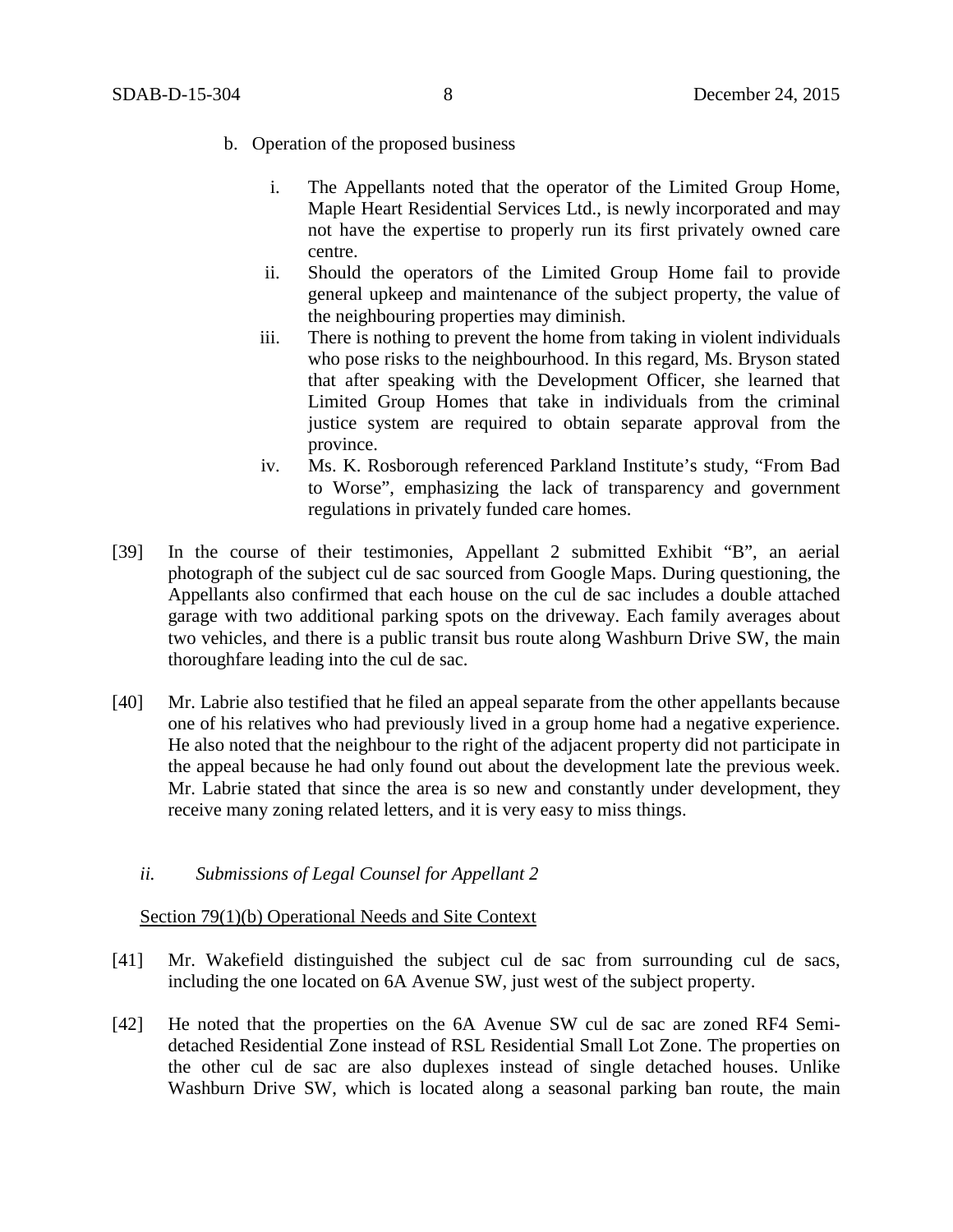b. Operation of the proposed business

   i. The Appellants noted that the operator of the Limited Group Home, Maple Heart Residential Services Ltd., is newly incorporated and may not have the expertise to properly run its first privately owned care centre.
   ii. Should the operators of the Limited Group Home fail to provide general upkeep and maintenance of the subject property, the value of the neighbouring properties may diminish.
   iii. There is nothing to prevent the home from taking in violent individuals who pose risks to the neighbourhood. In this regard, Ms. Bryson stated that after speaking with the Development Officer, she learned that Limited Group Homes that take in individuals from the criminal justice system are required to obtain separate approval from the province.
   iv. Ms. K. Rosborough referenced Parkland Institute's study, "From Bad to Worse", emphasizing the lack of transparency and government regulations in privately funded care homes.

[39] In the course of their testimonies, Appellant 2 submitted Exhibit "B", an aerial photograph of the subject cul de sac sourced from Google Maps. During questioning, the Appellants also confirmed that each house on the cul de sac includes a double attached garage with two additional parking spots on the driveway. Each family averages about two vehicles, and there is a public transit bus route along Washburn Drive SW, the main thoroughfare leading into the cul de sac.

[40] Mr. Labrie also testified that he filed an appeal separate from the other appellants because one of his relatives who had previously lived in a group home had a negative experience. He also noted that the neighbour to the right of the adjacent property did not participate in the appeal because he had only found out about the development late the previous week. Mr. Labrie stated that since the area is so new and constantly under development, they receive many zoning related letters, and it is very easy to miss things.

*ii. Submissions of Legal Counsel for Appellant 2*

<u>Section 79(1)(b) Operational Needs and Site Context</u>

[41] Mr. Wakefield distinguished the subject cul de sac from surrounding cul de sacs, including the one located on 6A Avenue SW, just west of the subject property.

[42] He noted that the properties on the 6A Avenue SW cul de sac are zoned RF4 Semi-detached Residential Zone instead of RSL Residential Small Lot Zone. The properties on the other cul de sac are also duplexes instead of single detached houses. Unlike Washburn Drive SW, which is located along a seasonal parking ban route, the main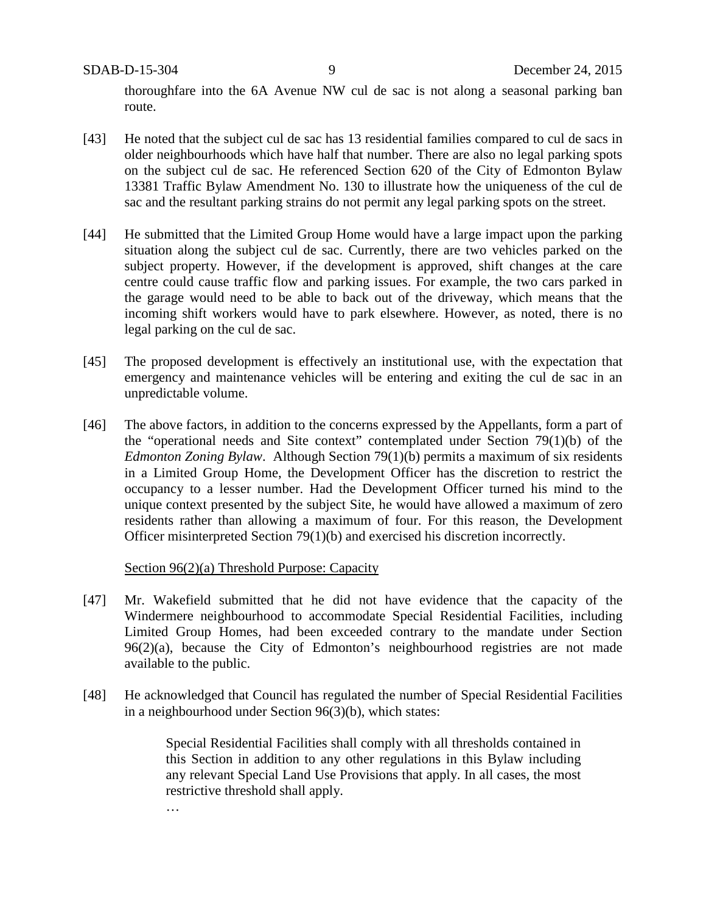thoroughfare into the 6A Avenue NW cul de sac is not along a seasonal parking ban route.

[43] He noted that the subject cul de sac has 13 residential families compared to cul de sacs in older neighbourhoods which have half that number. There are also no legal parking spots on the subject cul de sac. He referenced Section 620 of the City of Edmonton Bylaw 13381 Traffic Bylaw Amendment No. 130 to illustrate how the uniqueness of the cul de sac and the resultant parking strains do not permit any legal parking spots on the street.

[44] He submitted that the Limited Group Home would have a large impact upon the parking situation along the subject cul de sac. Currently, there are two vehicles parked on the subject property. However, if the development is approved, shift changes at the care centre could cause traffic flow and parking issues. For example, the two cars parked in the garage would need to be able to back out of the driveway, which means that the incoming shift workers would have to park elsewhere. However, as noted, there is no legal parking on the cul de sac.

[45] The proposed development is effectively an institutional use, with the expectation that emergency and maintenance vehicles will be entering and exiting the cul de sac in an unpredictable volume.

[46] The above factors, in addition to the concerns expressed by the Appellants, form a part of the "operational needs and Site context" contemplated under Section 79(1)(b) of the *Edmonton Zoning Bylaw*. Although Section 79(1)(b) permits a maximum of six residents in a Limited Group Home, the Development Officer has the discretion to restrict the occupancy to a lesser number. Had the Development Officer turned his mind to the unique context presented by the subject Site, he would have allowed a maximum of zero residents rather than allowing a maximum of four. For this reason, the Development Officer misinterpreted Section 79(1)(b) and exercised his discretion incorrectly.

<u>Section 96(2)(a) Threshold Purpose: Capacity</u>

[47] Mr. Wakefield submitted that he did not have evidence that the capacity of the Windermere neighbourhood to accommodate Special Residential Facilities, including Limited Group Homes, had been exceeded contrary to the mandate under Section 96(2)(a), because the City of Edmonton's neighbourhood registries are not made available to the public.

[48] He acknowledged that Council has regulated the number of Special Residential Facilities in a neighbourhood under Section 96(3)(b), which states:

> Special Residential Facilities shall comply with all thresholds contained in this Section in addition to any other regulations in this Bylaw including any relevant Special Land Use Provisions that apply. In all cases, the most restrictive threshold shall apply.
>
> …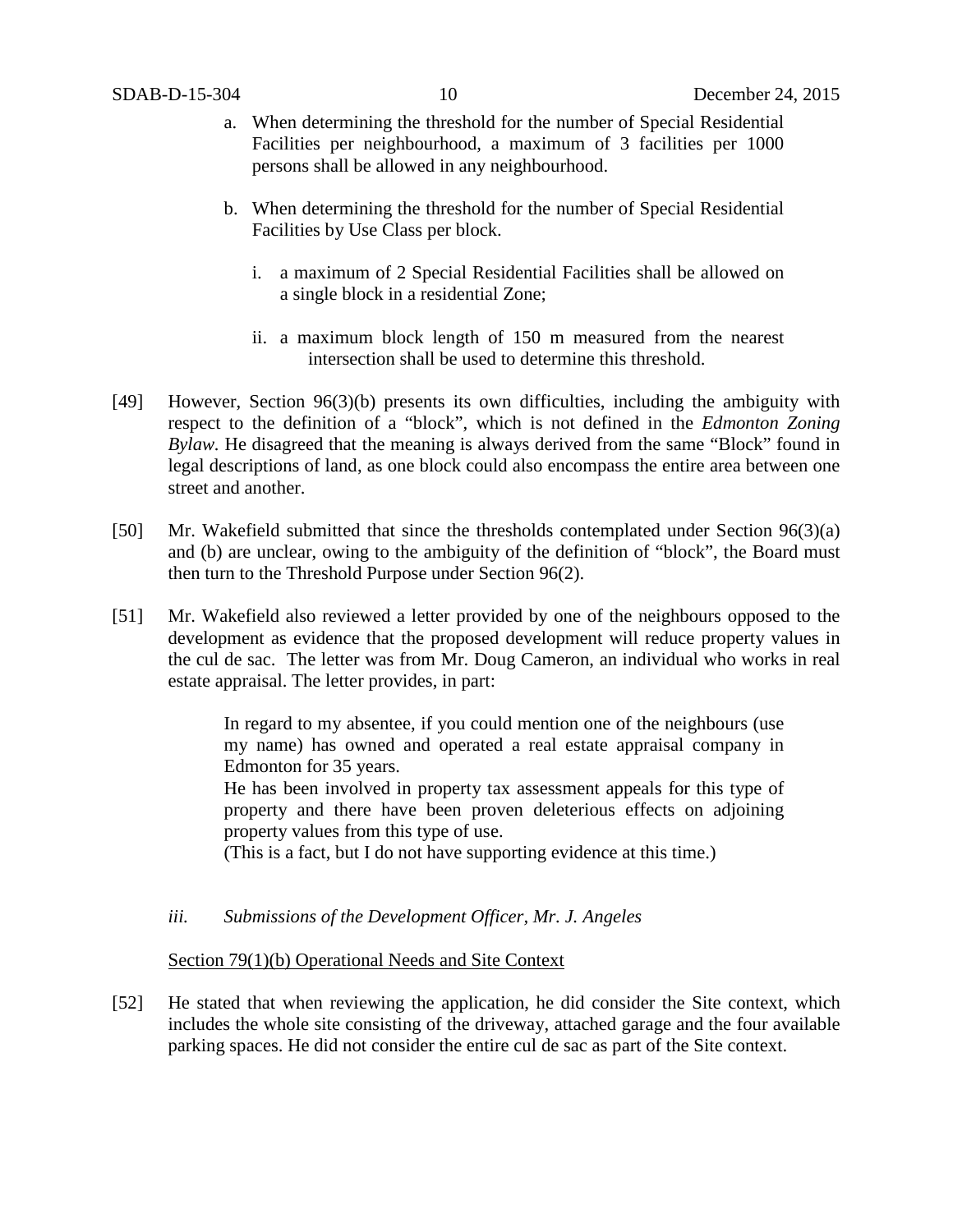a. When determining the threshold for the number of Special Residential Facilities per neighbourhood, a maximum of 3 facilities per 1000 persons shall be allowed in any neighbourhood.

b. When determining the threshold for the number of Special Residential Facilities by Use Class per block.

   i. a maximum of 2 Special Residential Facilities shall be allowed on a single block in a residential Zone;

   ii. a maximum block length of 150 m measured from the nearest intersection shall be used to determine this threshold.

[49] However, Section 96(3)(b) presents its own difficulties, including the ambiguity with respect to the definition of a "block", which is not defined in the *Edmonton Zoning Bylaw*. He disagreed that the meaning is always derived from the same "Block" found in legal descriptions of land, as one block could also encompass the entire area between one street and another.

[50] Mr. Wakefield submitted that since the thresholds contemplated under Section 96(3)(a) and (b) are unclear, owing to the ambiguity of the definition of "block", the Board must then turn to the Threshold Purpose under Section 96(2).

[51] Mr. Wakefield also reviewed a letter provided by one of the neighbours opposed to the development as evidence that the proposed development will reduce property values in the cul de sac. The letter was from Mr. Doug Cameron, an individual who works in real estate appraisal. The letter provides, in part:

> In regard to my absentee, if you could mention one of the neighbours (use my name) has owned and operated a real estate appraisal company in Edmonton for 35 years.
> He has been involved in property tax assessment appeals for this type of property and there have been proven deleterious effects on adjoining property values from this type of use.
> (This is a fact, but I do not have supporting evidence at this time.)

*iii. Submissions of the Development Officer, Mr. J. Angeles*

<u>Section 79(1)(b) Operational Needs and Site Context</u>

[52] He stated that when reviewing the application, he did consider the Site context, which includes the whole site consisting of the driveway, attached garage and the four available parking spaces. He did not consider the entire cul de sac as part of the Site context.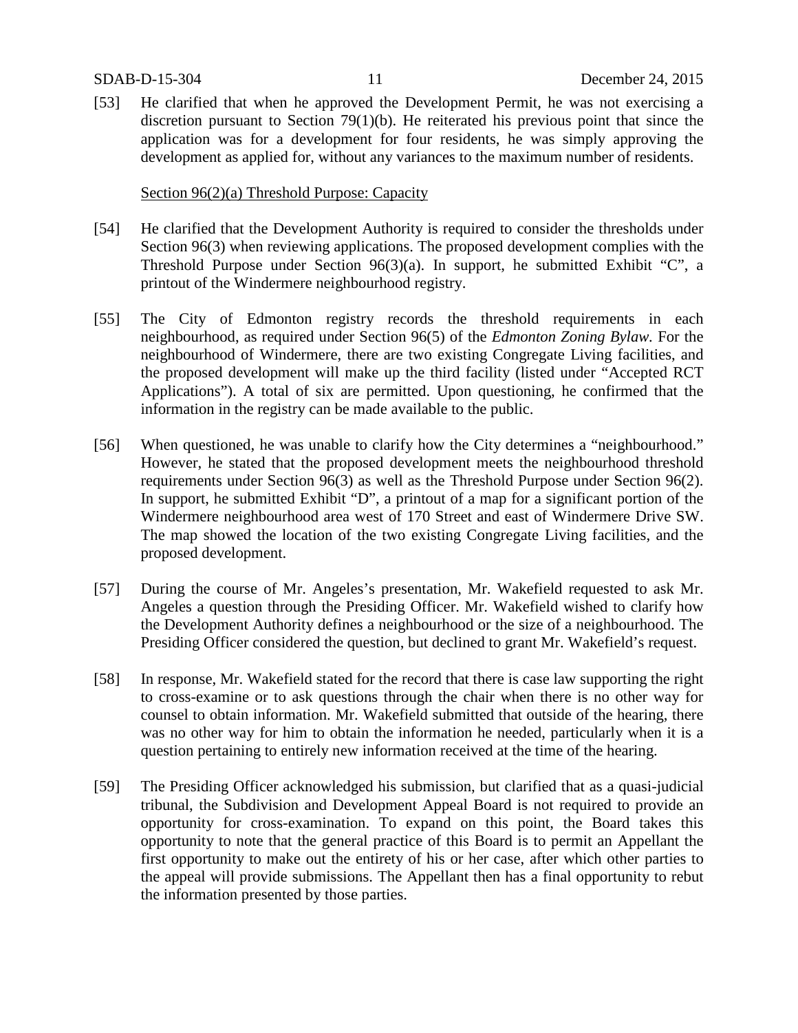[53] He clarified that when he approved the Development Permit, he was not exercising a discretion pursuant to Section 79(1)(b). He reiterated his previous point that since the application was for a development for four residents, he was simply approving the development as applied for, without any variances to the maximum number of residents.

<u>Section 96(2)(a) Threshold Purpose: Capacity</u>

[54] He clarified that the Development Authority is required to consider the thresholds under Section 96(3) when reviewing applications. The proposed development complies with the Threshold Purpose under Section 96(3)(a). In support, he submitted Exhibit "C", a printout of the Windermere neighbourhood registry.

[55] The City of Edmonton registry records the threshold requirements in each neighbourhood, as required under Section 96(5) of the *Edmonton Zoning Bylaw*. For the neighbourhood of Windermere, there are two existing Congregate Living facilities, and the proposed development will make up the third facility (listed under "Accepted RCT Applications"). A total of six are permitted. Upon questioning, he confirmed that the information in the registry can be made available to the public.

[56] When questioned, he was unable to clarify how the City determines a "neighbourhood." However, he stated that the proposed development meets the neighbourhood threshold requirements under Section 96(3) as well as the Threshold Purpose under Section 96(2). In support, he submitted Exhibit "D", a printout of a map for a significant portion of the Windermere neighbourhood area west of 170 Street and east of Windermere Drive SW. The map showed the location of the two existing Congregate Living facilities, and the proposed development.

[57] During the course of Mr. Angeles's presentation, Mr. Wakefield requested to ask Mr. Angeles a question through the Presiding Officer. Mr. Wakefield wished to clarify how the Development Authority defines a neighbourhood or the size of a neighbourhood. The Presiding Officer considered the question, but declined to grant Mr. Wakefield's request.

[58] In response, Mr. Wakefield stated for the record that there is case law supporting the right to cross-examine or to ask questions through the chair when there is no other way for counsel to obtain information. Mr. Wakefield submitted that outside of the hearing, there was no other way for him to obtain the information he needed, particularly when it is a question pertaining to entirely new information received at the time of the hearing.

[59] The Presiding Officer acknowledged his submission, but clarified that as a quasi-judicial tribunal, the Subdivision and Development Appeal Board is not required to provide an opportunity for cross-examination. To expand on this point, the Board takes this opportunity to note that the general practice of this Board is to permit an Appellant the first opportunity to make out the entirety of his or her case, after which other parties to the appeal will provide submissions. The Appellant then has a final opportunity to rebut the information presented by those parties.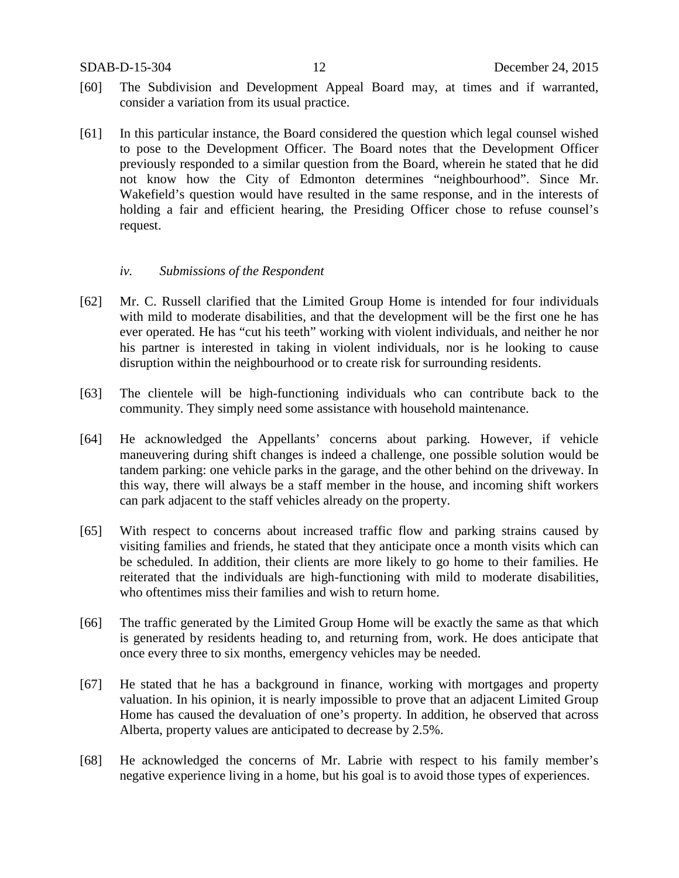[60] The Subdivision and Development Appeal Board may, at times and if warranted, consider a variation from its usual practice.

[61] In this particular instance, the Board considered the question which legal counsel wished to pose to the Development Officer. The Board notes that the Development Officer previously responded to a similar question from the Board, wherein he stated that he did not know how the City of Edmonton determines "neighbourhood". Since Mr. Wakefield's question would have resulted in the same response, and in the interests of holding a fair and efficient hearing, the Presiding Officer chose to refuse counsel's request.

### *iv. Submissions of the Respondent*

[62] Mr. C. Russell clarified that the Limited Group Home is intended for four individuals with mild to moderate disabilities, and that the development will be the first one he has ever operated. He has "cut his teeth" working with violent individuals, and neither he nor his partner is interested in taking in violent individuals, nor is he looking to cause disruption within the neighbourhood or to create risk for surrounding residents.

[63] The clientele will be high-functioning individuals who can contribute back to the community. They simply need some assistance with household maintenance.

[64] He acknowledged the Appellants' concerns about parking. However, if vehicle maneuvering during shift changes is indeed a challenge, one possible solution would be tandem parking: one vehicle parks in the garage, and the other behind on the driveway. In this way, there will always be a staff member in the house, and incoming shift workers can park adjacent to the staff vehicles already on the property.

[65] With respect to concerns about increased traffic flow and parking strains caused by visiting families and friends, he stated that they anticipate once a month visits which can be scheduled. In addition, their clients are more likely to go home to their families. He reiterated that the individuals are high-functioning with mild to moderate disabilities, who oftentimes miss their families and wish to return home.

[66] The traffic generated by the Limited Group Home will be exactly the same as that which is generated by residents heading to, and returning from, work. He does anticipate that once every three to six months, emergency vehicles may be needed.

[67] He stated that he has a background in finance, working with mortgages and property valuation. In his opinion, it is nearly impossible to prove that an adjacent Limited Group Home has caused the devaluation of one's property. In addition, he observed that across Alberta, property values are anticipated to decrease by 2.5%.

[68] He acknowledged the concerns of Mr. Labrie with respect to his family member's negative experience living in a home, but his goal is to avoid those types of experiences.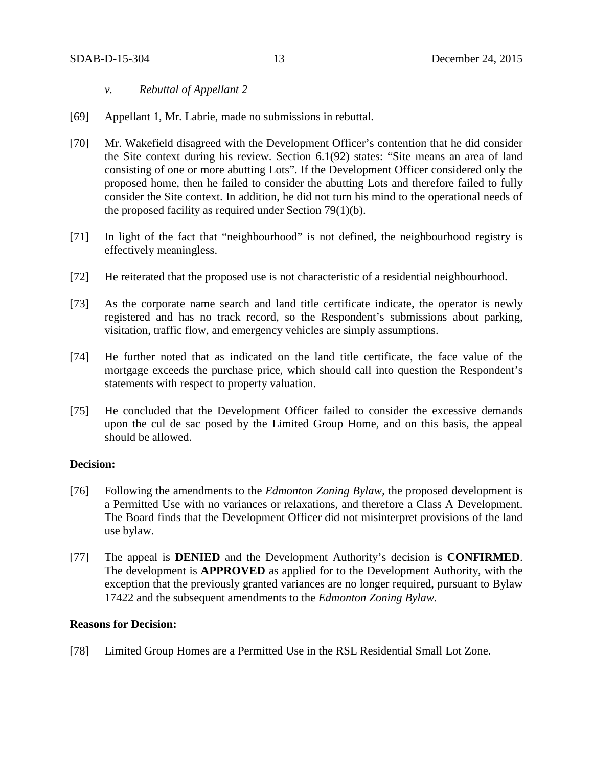*v. Rebuttal of Appellant 2*

[69] Appellant 1, Mr. Labrie, made no submissions in rebuttal.

[70] Mr. Wakefield disagreed with the Development Officer's contention that he did consider the Site context during his review. Section 6.1(92) states: "Site means an area of land consisting of one or more abutting Lots". If the Development Officer considered only the proposed home, then he failed to consider the abutting Lots and therefore failed to fully consider the Site context. In addition, he did not turn his mind to the operational needs of the proposed facility as required under Section 79(1)(b).

[71] In light of the fact that "neighbourhood" is not defined, the neighbourhood registry is effectively meaningless.

[72] He reiterated that the proposed use is not characteristic of a residential neighbourhood.

[73] As the corporate name search and land title certificate indicate, the operator is newly registered and has no track record, so the Respondent's submissions about parking, visitation, traffic flow, and emergency vehicles are simply assumptions.

[74] He further noted that as indicated on the land title certificate, the face value of the mortgage exceeds the purchase price, which should call into question the Respondent's statements with respect to property valuation.

[75] He concluded that the Development Officer failed to consider the excessive demands upon the cul de sac posed by the Limited Group Home, and on this basis, the appeal should be allowed.

**Decision:**

[76] Following the amendments to the *Edmonton Zoning Bylaw,* the proposed development is a Permitted Use with no variances or relaxations, and therefore a Class A Development. The Board finds that the Development Officer did not misinterpret provisions of the land use bylaw.

[77] The appeal is **DENIED** and the Development Authority's decision is **CONFIRMED**. The development is **APPROVED** as applied for to the Development Authority, with the exception that the previously granted variances are no longer required, pursuant to Bylaw 17422 and the subsequent amendments to the *Edmonton Zoning Bylaw.*

**Reasons for Decision:**

[78] Limited Group Homes are a Permitted Use in the RSL Residential Small Lot Zone.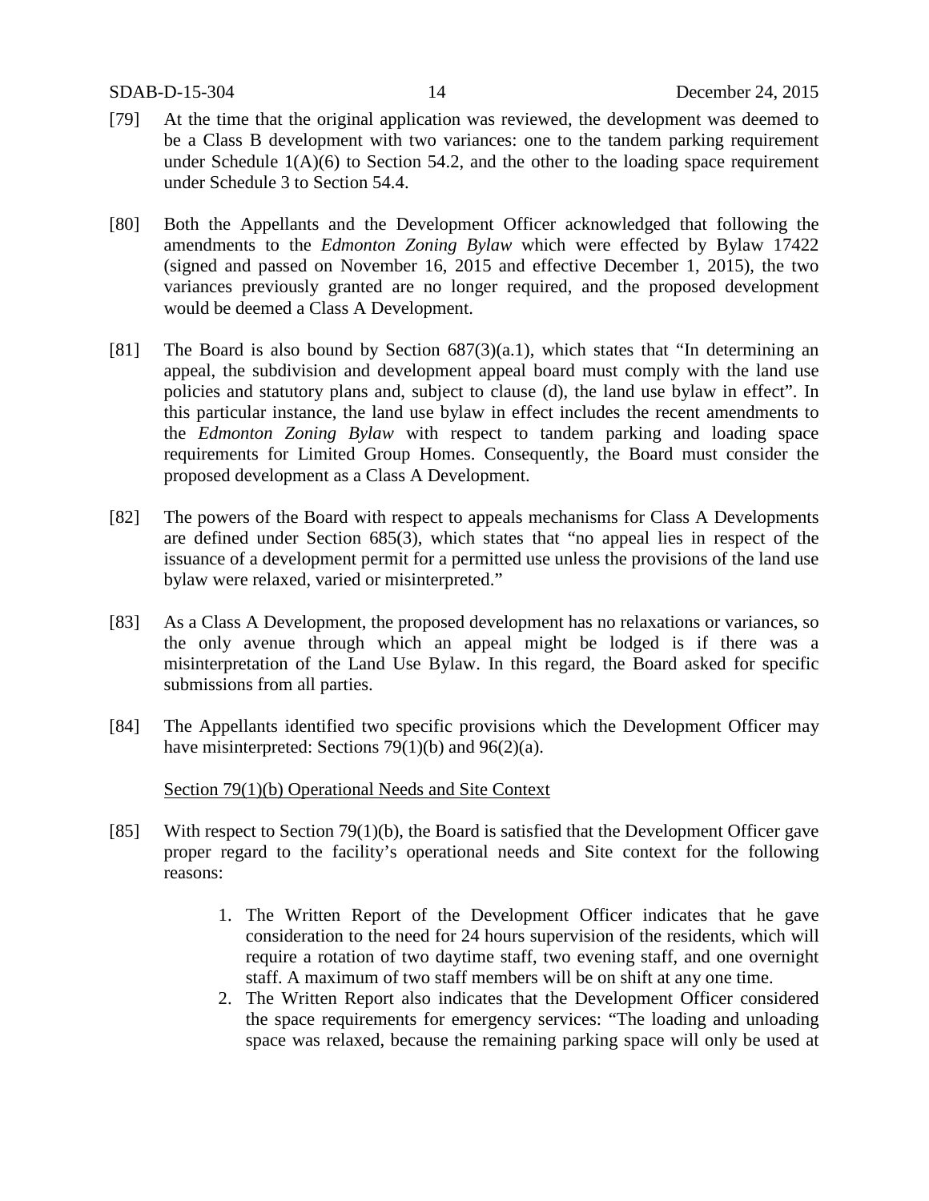[79] At the time that the original application was reviewed, the development was deemed to be a Class B development with two variances: one to the tandem parking requirement under Schedule 1(A)(6) to Section 54.2, and the other to the loading space requirement under Schedule 3 to Section 54.4.

[80] Both the Appellants and the Development Officer acknowledged that following the amendments to the *Edmonton Zoning Bylaw* which were effected by Bylaw 17422 (signed and passed on November 16, 2015 and effective December 1, 2015), the two variances previously granted are no longer required, and the proposed development would be deemed a Class A Development.

[81] The Board is also bound by Section 687(3)(a.1), which states that "In determining an appeal, the subdivision and development appeal board must comply with the land use policies and statutory plans and, subject to clause (d), the land use bylaw in effect". In this particular instance, the land use bylaw in effect includes the recent amendments to the *Edmonton Zoning Bylaw* with respect to tandem parking and loading space requirements for Limited Group Homes. Consequently, the Board must consider the proposed development as a Class A Development.

[82] The powers of the Board with respect to appeals mechanisms for Class A Developments are defined under Section 685(3), which states that "no appeal lies in respect of the issuance of a development permit for a permitted use unless the provisions of the land use bylaw were relaxed, varied or misinterpreted."

[83] As a Class A Development, the proposed development has no relaxations or variances, so the only avenue through which an appeal might be lodged is if there was a misinterpretation of the Land Use Bylaw. In this regard, the Board asked for specific submissions from all parties.

[84] The Appellants identified two specific provisions which the Development Officer may have misinterpreted: Sections 79(1)(b) and 96(2)(a).

<u>Section 79(1)(b) Operational Needs and Site Context</u>

[85] With respect to Section 79(1)(b), the Board is satisfied that the Development Officer gave proper regard to the facility's operational needs and Site context for the following reasons:

1. The Written Report of the Development Officer indicates that he gave consideration to the need for 24 hours supervision of the residents, which will require a rotation of two daytime staff, two evening staff, and one overnight staff. A maximum of two staff members will be on shift at any one time.
2. The Written Report also indicates that the Development Officer considered the space requirements for emergency services: "The loading and unloading space was relaxed, because the remaining parking space will only be used at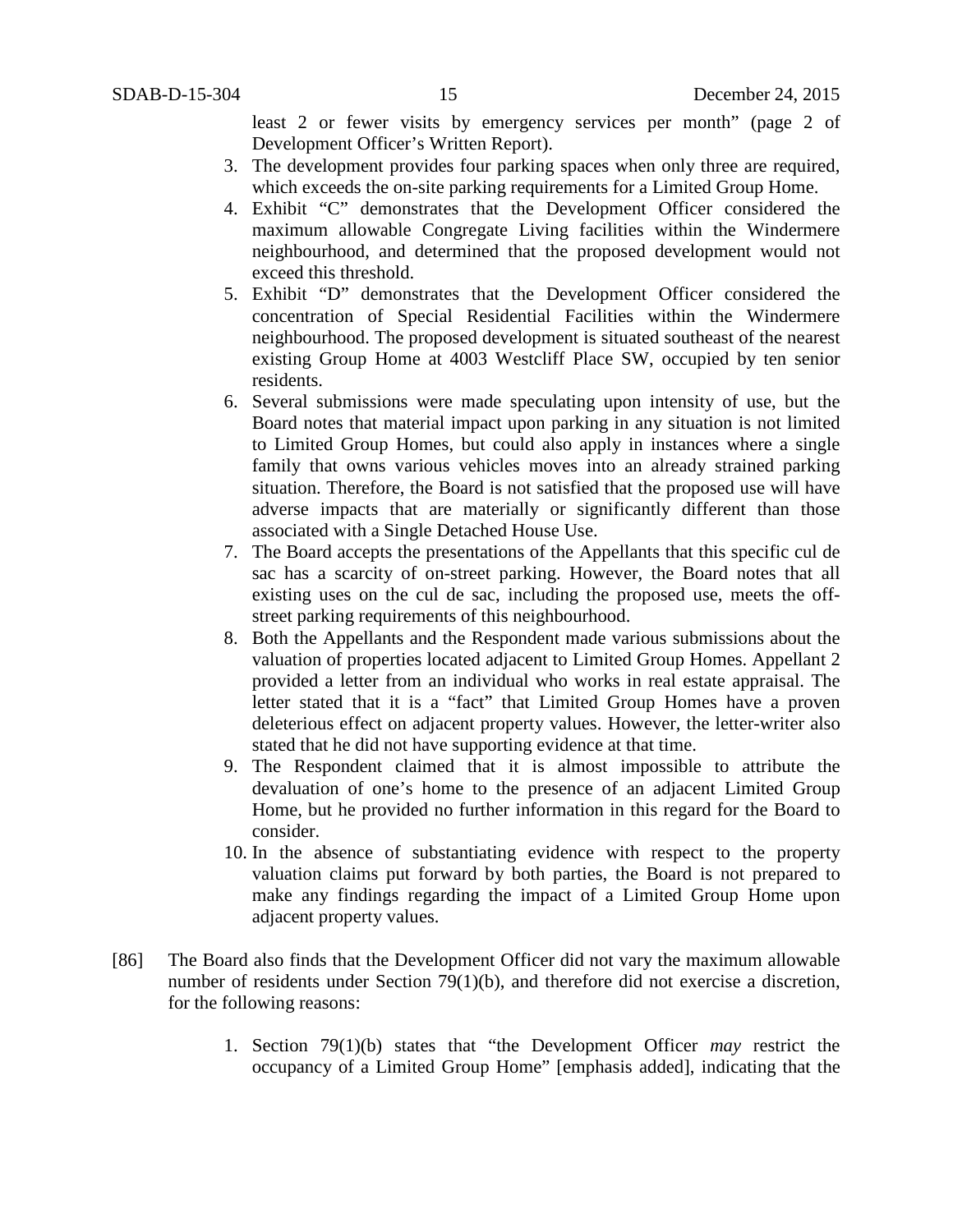least 2 or fewer visits by emergency services per month" (page 2 of Development Officer's Written Report).

3. The development provides four parking spaces when only three are required, which exceeds the on-site parking requirements for a Limited Group Home.
4. Exhibit "C" demonstrates that the Development Officer considered the maximum allowable Congregate Living facilities within the Windermere neighbourhood, and determined that the proposed development would not exceed this threshold.
5. Exhibit "D" demonstrates that the Development Officer considered the concentration of Special Residential Facilities within the Windermere neighbourhood. The proposed development is situated southeast of the nearest existing Group Home at 4003 Westcliff Place SW, occupied by ten senior residents.
6. Several submissions were made speculating upon intensity of use, but the Board notes that material impact upon parking in any situation is not limited to Limited Group Homes, but could also apply in instances where a single family that owns various vehicles moves into an already strained parking situation. Therefore, the Board is not satisfied that the proposed use will have adverse impacts that are materially or significantly different than those associated with a Single Detached House Use.
7. The Board accepts the presentations of the Appellants that this specific cul de sac has a scarcity of on-street parking. However, the Board notes that all existing uses on the cul de sac, including the proposed use, meets the off-street parking requirements of this neighbourhood.
8. Both the Appellants and the Respondent made various submissions about the valuation of properties located adjacent to Limited Group Homes. Appellant 2 provided a letter from an individual who works in real estate appraisal. The letter stated that it is a "fact" that Limited Group Homes have a proven deleterious effect on adjacent property values. However, the letter-writer also stated that he did not have supporting evidence at that time.
9. The Respondent claimed that it is almost impossible to attribute the devaluation of one's home to the presence of an adjacent Limited Group Home, but he provided no further information in this regard for the Board to consider.
10. In the absence of substantiating evidence with respect to the property valuation claims put forward by both parties, the Board is not prepared to make any findings regarding the impact of a Limited Group Home upon adjacent property values.

[86] The Board also finds that the Development Officer did not vary the maximum allowable number of residents under Section 79(1)(b), and therefore did not exercise a discretion, for the following reasons:

1. Section 79(1)(b) states that "the Development Officer *may* restrict the occupancy of a Limited Group Home" [emphasis added], indicating that the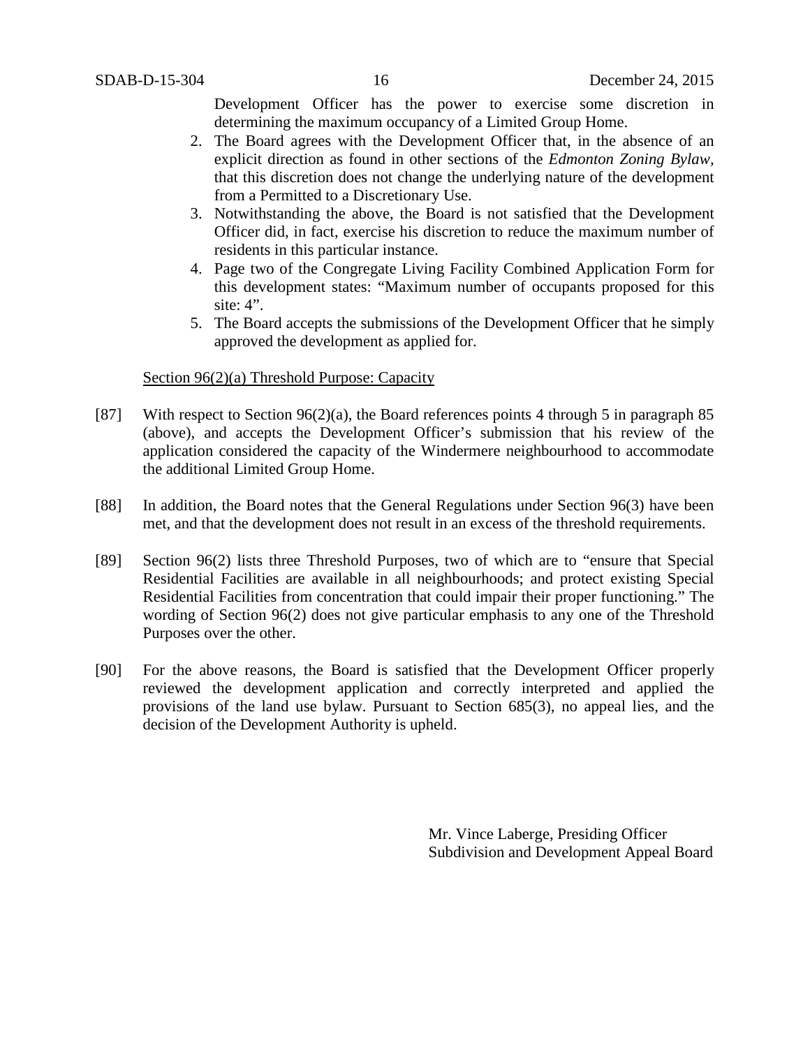Development Officer has the power to exercise some discretion in determining the maximum occupancy of a Limited Group Home.

2. The Board agrees with the Development Officer that, in the absence of an explicit direction as found in other sections of the *Edmonton Zoning Bylaw*, that this discretion does not change the underlying nature of the development from a Permitted to a Discretionary Use.
3. Notwithstanding the above, the Board is not satisfied that the Development Officer did, in fact, exercise his discretion to reduce the maximum number of residents in this particular instance.
4. Page two of the Congregate Living Facility Combined Application Form for this development states: "Maximum number of occupants proposed for this site: 4".
5. The Board accepts the submissions of the Development Officer that he simply approved the development as applied for.

Section 96(2)(a) Threshold Purpose: Capacity

[87] With respect to Section 96(2)(a), the Board references points 4 through 5 in paragraph 85 (above), and accepts the Development Officer's submission that his review of the application considered the capacity of the Windermere neighbourhood to accommodate the additional Limited Group Home.

[88] In addition, the Board notes that the General Regulations under Section 96(3) have been met, and that the development does not result in an excess of the threshold requirements.

[89] Section 96(2) lists three Threshold Purposes, two of which are to "ensure that Special Residential Facilities are available in all neighbourhoods; and protect existing Special Residential Facilities from concentration that could impair their proper functioning." The wording of Section 96(2) does not give particular emphasis to any one of the Threshold Purposes over the other.

[90] For the above reasons, the Board is satisfied that the Development Officer properly reviewed the development application and correctly interpreted and applied the provisions of the land use bylaw. Pursuant to Section 685(3), no appeal lies, and the decision of the Development Authority is upheld.

Mr. Vince Laberge, Presiding Officer
Subdivision and Development Appeal Board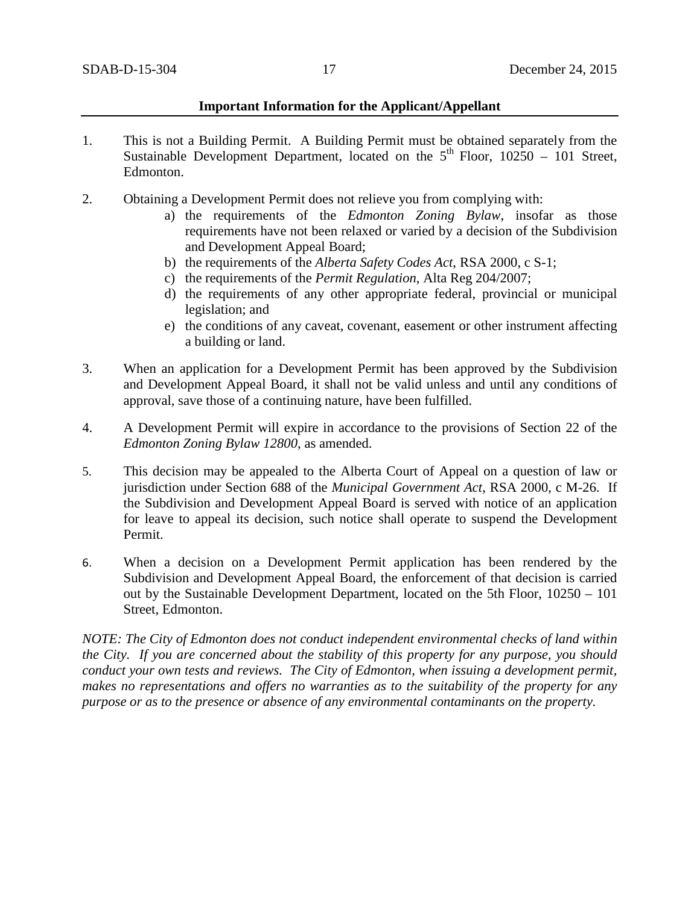**Important Information for the Applicant/Appellant**

1. This is not a Building Permit. A Building Permit must be obtained separately from the Sustainable Development Department, located on the 5th Floor, 10250 – 101 Street, Edmonton.

2. Obtaining a Development Permit does not relieve you from complying with:
   a) the requirements of the *Edmonton Zoning Bylaw*, insofar as those requirements have not been relaxed or varied by a decision of the Subdivision and Development Appeal Board;
   b) the requirements of the *Alberta Safety Codes Act*, RSA 2000, c S-1;
   c) the requirements of the *Permit Regulation*, Alta Reg 204/2007;
   d) the requirements of any other appropriate federal, provincial or municipal legislation; and
   e) the conditions of any caveat, covenant, easement or other instrument affecting a building or land.

3. When an application for a Development Permit has been approved by the Subdivision and Development Appeal Board, it shall not be valid unless and until any conditions of approval, save those of a continuing nature, have been fulfilled.

4. A Development Permit will expire in accordance to the provisions of Section 22 of the *Edmonton Zoning Bylaw 12800*, as amended.

5. This decision may be appealed to the Alberta Court of Appeal on a question of law or jurisdiction under Section 688 of the *Municipal Government Act*, RSA 2000, c M-26. If the Subdivision and Development Appeal Board is served with notice of an application for leave to appeal its decision, such notice shall operate to suspend the Development Permit.

6. When a decision on a Development Permit application has been rendered by the Subdivision and Development Appeal Board, the enforcement of that decision is carried out by the Sustainable Development Department, located on the 5th Floor, 10250 – 101 Street, Edmonton.

*NOTE: The City of Edmonton does not conduct independent environmental checks of land within the City. If you are concerned about the stability of this property for any purpose, you should conduct your own tests and reviews. The City of Edmonton, when issuing a development permit, makes no representations and offers no warranties as to the suitability of the property for any purpose or as to the presence or absence of any environmental contaminants on the property.*